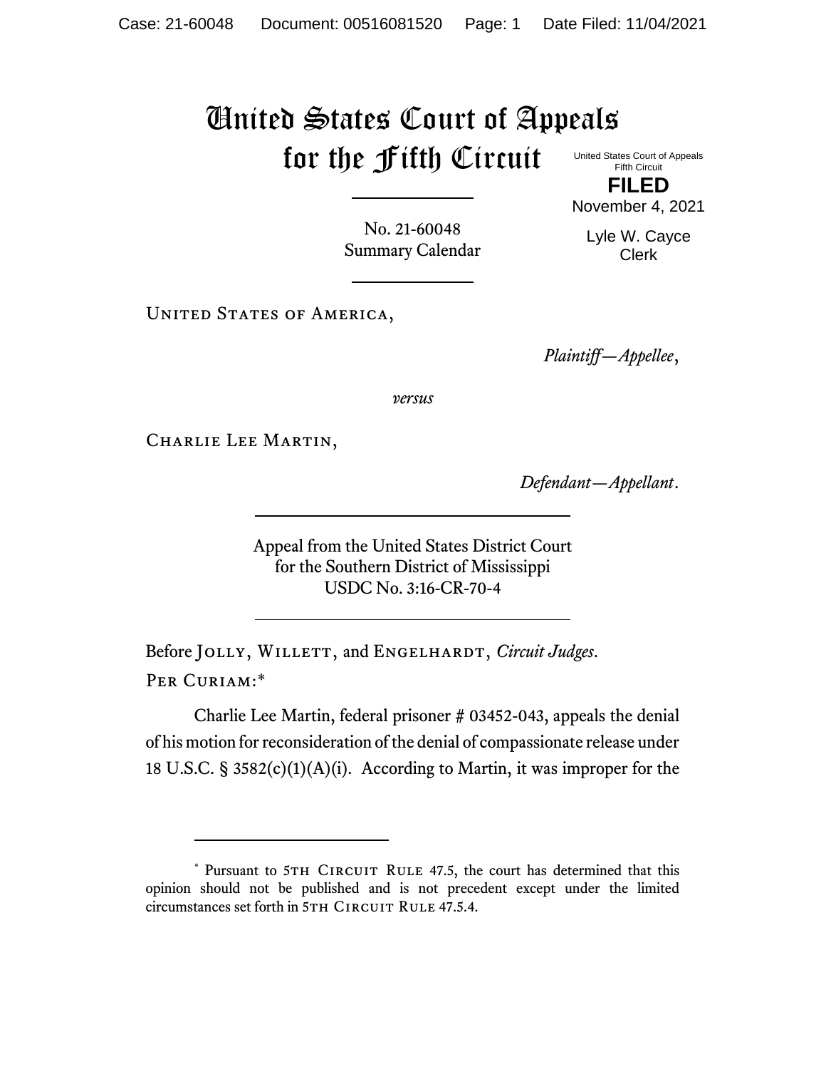# United States Court of Appeals for the Fifth Circuit

United States Court of Appeals
Fifth Circuit

**FILED**

November 4, 2021

Lyle W. Cayce
Clerk

No. 21-60048
Summary Calendar

---

United States of America,

*Plaintiff—Appellee*,

*versus*

Charlie Lee Martin,

*Defendant—Appellant*.

---

Appeal from the United States District Court
for the Southern District of Mississippi
USDC No. 3:16-CR-70-4

---

Before Jolly, Willett, and Engelhardt, *Circuit Judges*.

Per Curiam:*

Charlie Lee Martin, federal prisoner # 03452-043, appeals the denial of his motion for reconsideration of the denial of compassionate release under 18 U.S.C. § 3582(c)(1)(A)(i). According to Martin, it was improper for the

---

\* Pursuant to 5th Circuit Rule 47.5, the court has determined that this opinion should not be published and is not precedent except under the limited circumstances set forth in 5th Circuit Rule 47.5.4.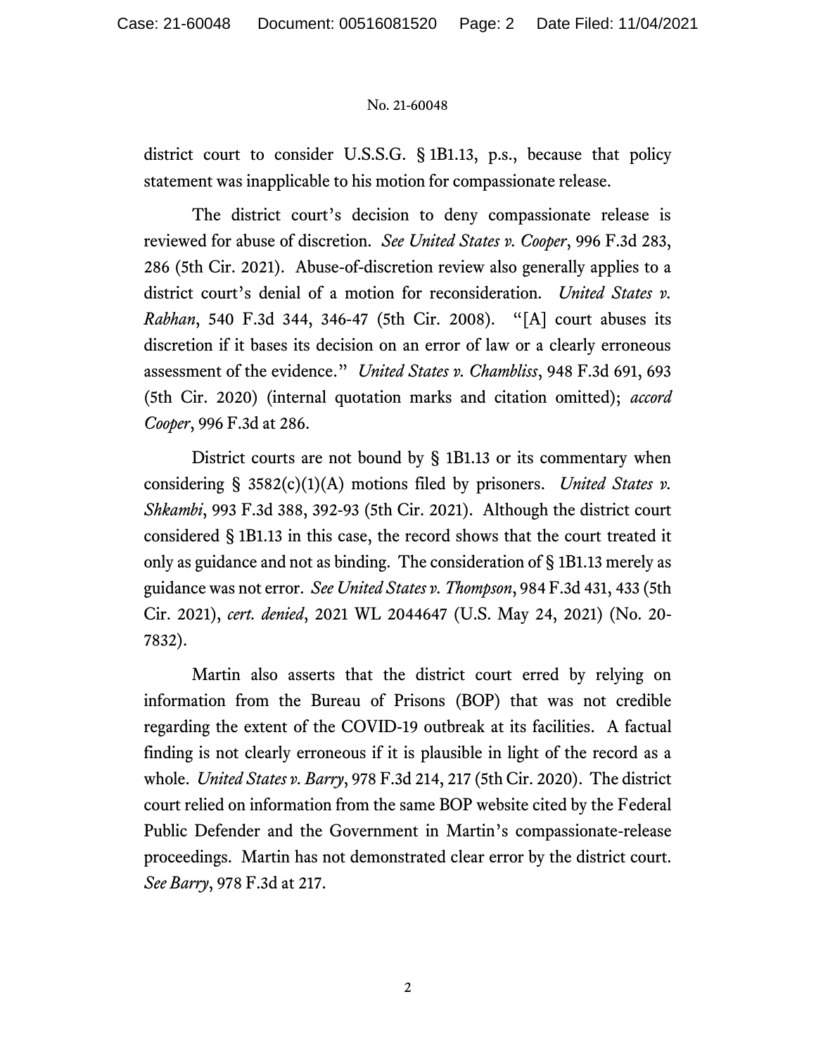district court to consider U.S.S.G. § 1B1.13, p.s., because that policy statement was inapplicable to his motion for compassionate release.

The district court's decision to deny compassionate release is reviewed for abuse of discretion. *See United States v. Cooper*, 996 F.3d 283, 286 (5th Cir. 2021). Abuse-of-discretion review also generally applies to a district court's denial of a motion for reconsideration. *United States v. Rabhan*, 540 F.3d 344, 346-47 (5th Cir. 2008). "[A] court abuses its discretion if it bases its decision on an error of law or a clearly erroneous assessment of the evidence." *United States v. Chambliss*, 948 F.3d 691, 693 (5th Cir. 2020) (internal quotation marks and citation omitted); *accord Cooper*, 996 F.3d at 286.

District courts are not bound by § 1B1.13 or its commentary when considering § 3582(c)(1)(A) motions filed by prisoners. *United States v. Shkambi*, 993 F.3d 388, 392-93 (5th Cir. 2021). Although the district court considered § 1B1.13 in this case, the record shows that the court treated it only as guidance and not as binding. The consideration of § 1B1.13 merely as guidance was not error. *See United States v. Thompson*, 984 F.3d 431, 433 (5th Cir. 2021), *cert. denied*, 2021 WL 2044647 (U.S. May 24, 2021) (No. 20-7832).

Martin also asserts that the district court erred by relying on information from the Bureau of Prisons (BOP) that was not credible regarding the extent of the COVID-19 outbreak at its facilities. A factual finding is not clearly erroneous if it is plausible in light of the record as a whole. *United States v. Barry*, 978 F.3d 214, 217 (5th Cir. 2020). The district court relied on information from the same BOP website cited by the Federal Public Defender and the Government in Martin's compassionate-release proceedings. Martin has not demonstrated clear error by the district court. *See Barry*, 978 F.3d at 217.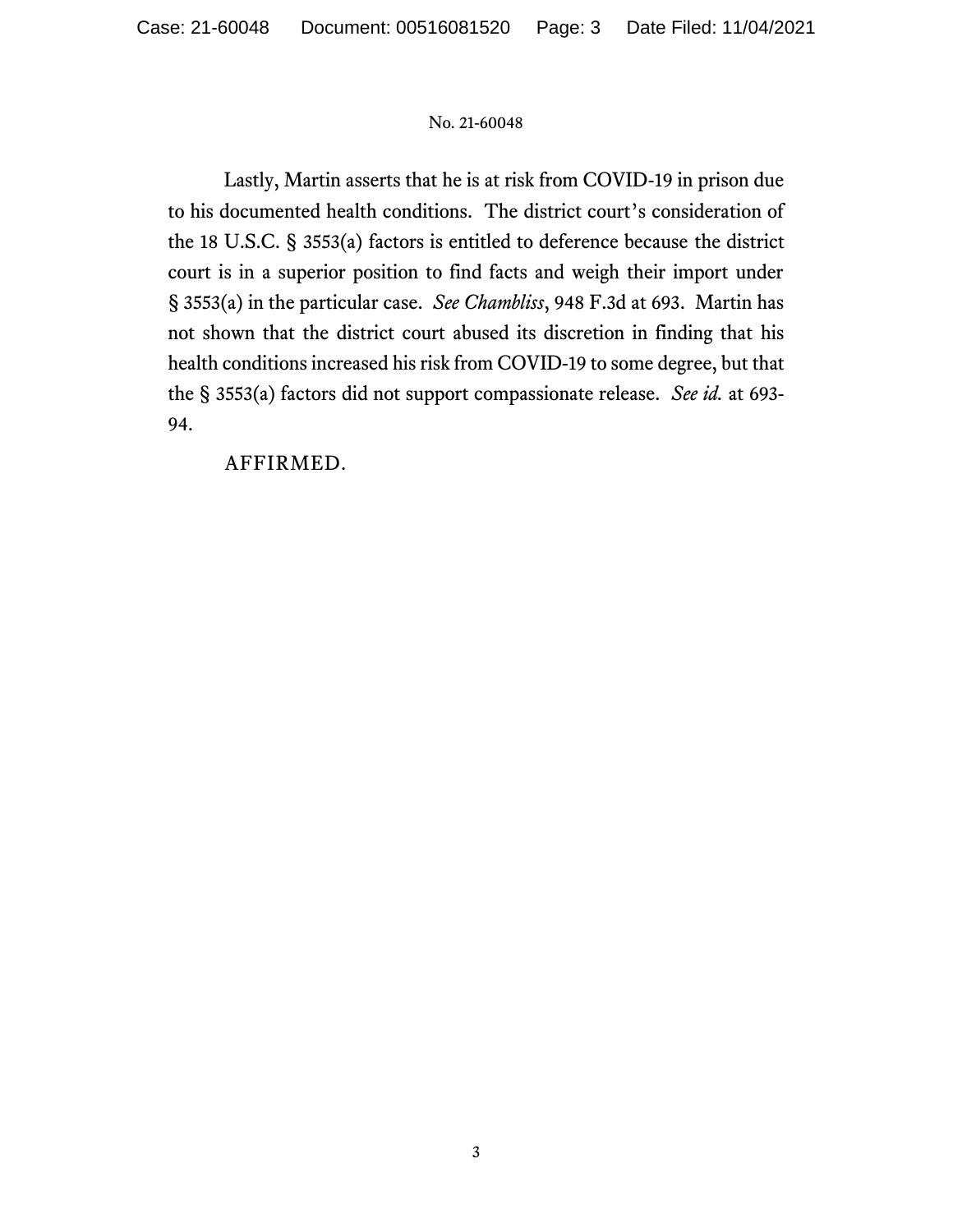Lastly, Martin asserts that he is at risk from COVID-19 in prison due to his documented health conditions. The district court's consideration of the 18 U.S.C. § 3553(a) factors is entitled to deference because the district court is in a superior position to find facts and weigh their import under § 3553(a) in the particular case. *See Chambliss*, 948 F.3d at 693. Martin has not shown that the district court abused its discretion in finding that his health conditions increased his risk from COVID-19 to some degree, but that the § 3553(a) factors did not support compassionate release. *See id.* at 693-94.

AFFIRMED.